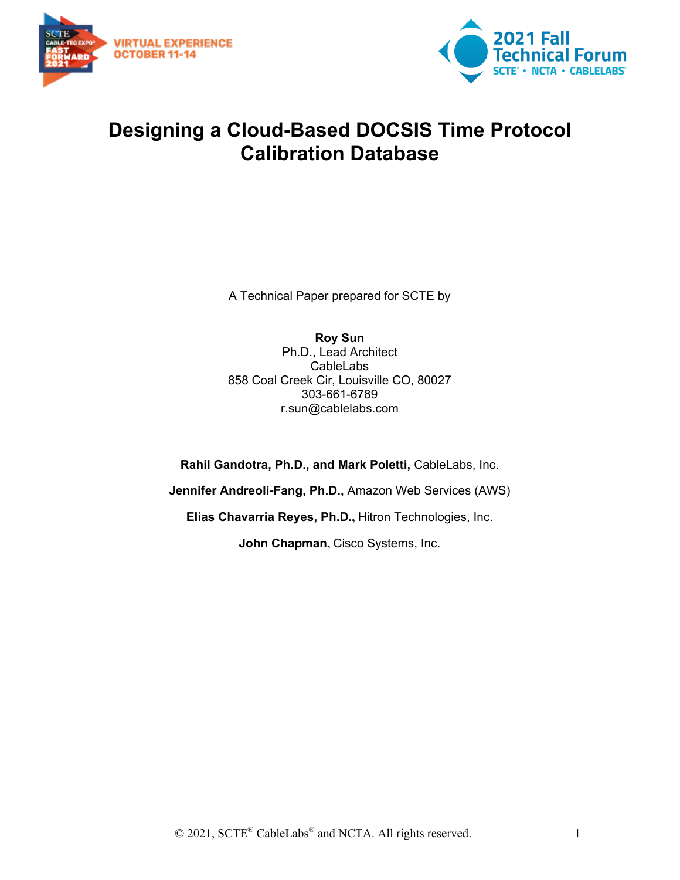# Designing a Cloud-Based DOCSIS Time Protocol Calibration Database

A Technical Paper prepared for SCTE by

**Roy Sun**
Ph.D., Lead Architect
CableLabs
858 Coal Creek Cir, Louisville CO, 80027
303-661-6789
r.sun@cablelabs.com

**Rahil Gandotra, Ph.D., and Mark Poletti,** CableLabs, Inc.

**Jennifer Andreoli-Fang, Ph.D.,** Amazon Web Services (AWS)

**Elias Chavarria Reyes, Ph.D.,** Hitron Technologies, Inc.

**John Chapman,** Cisco Systems, Inc.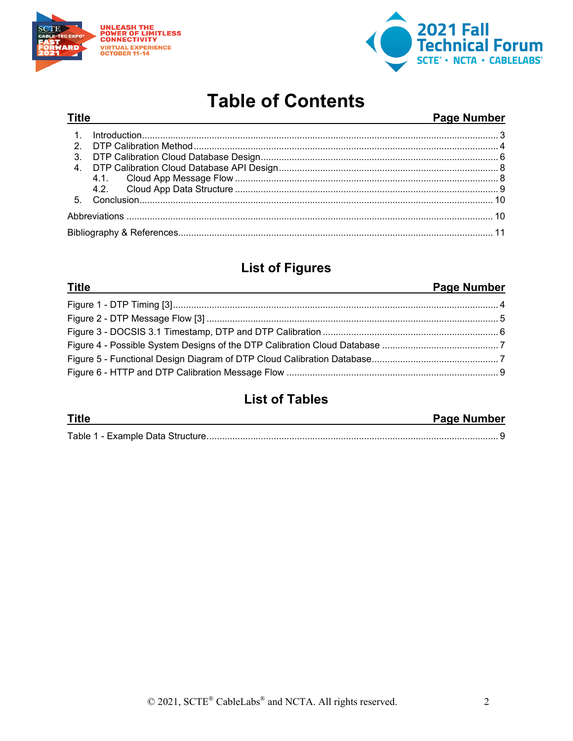# Table of Contents

| Title | Page Number |
|---|---|
| 1. Introduction | 3 |
| 2. DTP Calibration Method | 4 |
| 3. DTP Calibration Cloud Database Design | 6 |
| 4. DTP Calibration Cloud Database API Design | 8 |
| 4.1. Cloud App Message Flow | 8 |
| 4.2. Cloud App Data Structure | 9 |
| 5. Conclusion | 10 |
| Abbreviations | 10 |
| Bibliography & References | 11 |

## List of Figures

| Title | Page Number |
|---|---|
| Figure 1 - DTP Timing [3] | 4 |
| Figure 2 - DTP Message Flow [3] | 5 |
| Figure 3 - DOCSIS 3.1 Timestamp, DTP and DTP Calibration | 6 |
| Figure 4 - Possible System Designs of the DTP Calibration Cloud Database | 7 |
| Figure 5 - Functional Design Diagram of DTP Cloud Calibration Database | 7 |
| Figure 6 - HTTP and DTP Calibration Message Flow | 9 |

## List of Tables

| Title | Page Number |
|---|---|
| Table 1 - Example Data Structure | 9 |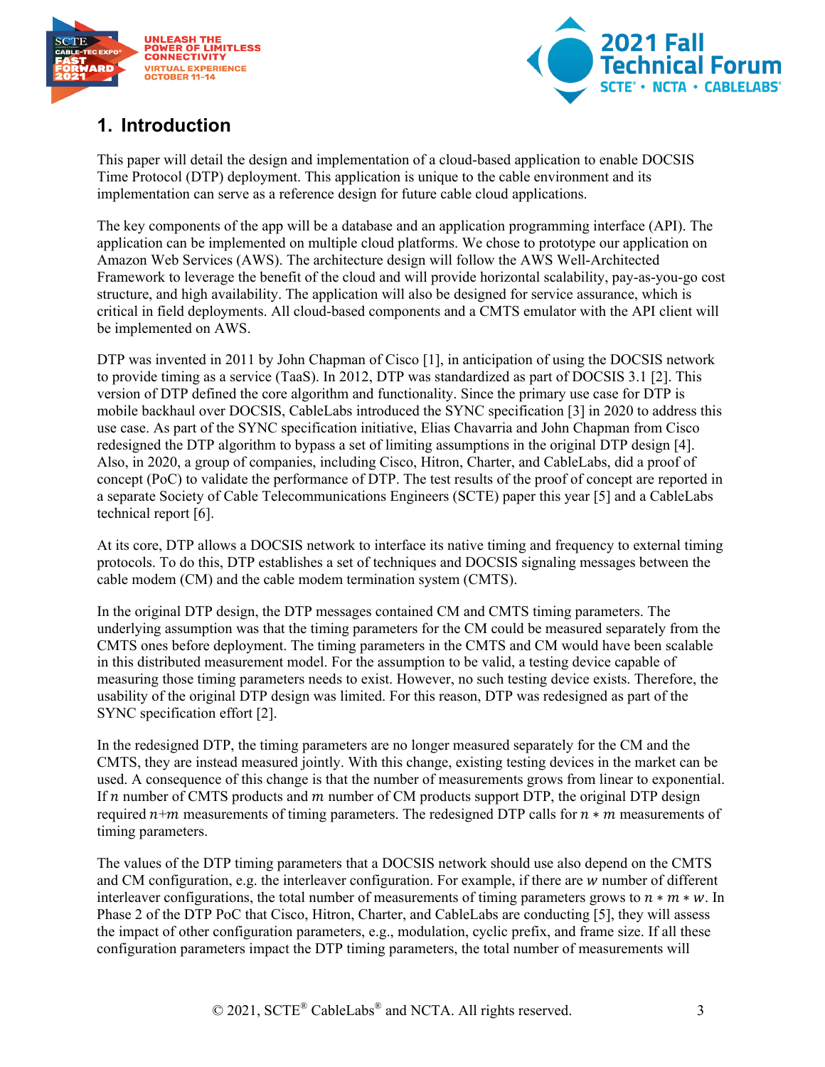## 1. Introduction

This paper will detail the design and implementation of a cloud-based application to enable DOCSIS Time Protocol (DTP) deployment. This application is unique to the cable environment and its implementation can serve as a reference design for future cable cloud applications.

The key components of the app will be a database and an application programming interface (API). The application can be implemented on multiple cloud platforms. We chose to prototype our application on Amazon Web Services (AWS). The architecture design will follow the AWS Well-Architected Framework to leverage the benefit of the cloud and will provide horizontal scalability, pay-as-you-go cost structure, and high availability. The application will also be designed for service assurance, which is critical in field deployments. All cloud-based components and a CMTS emulator with the API client will be implemented on AWS.

DTP was invented in 2011 by John Chapman of Cisco [1], in anticipation of using the DOCSIS network to provide timing as a service (TaaS). In 2012, DTP was standardized as part of DOCSIS 3.1 [2]. This version of DTP defined the core algorithm and functionality. Since the primary use case for DTP is mobile backhaul over DOCSIS, CableLabs introduced the SYNC specification [3] in 2020 to address this use case. As part of the SYNC specification initiative, Elias Chavarria and John Chapman from Cisco redesigned the DTP algorithm to bypass a set of limiting assumptions in the original DTP design [4]. Also, in 2020, a group of companies, including Cisco, Hitron, Charter, and CableLabs, did a proof of concept (PoC) to validate the performance of DTP. The test results of the proof of concept are reported in a separate Society of Cable Telecommunications Engineers (SCTE) paper this year [5] and a CableLabs technical report [6].

At its core, DTP allows a DOCSIS network to interface its native timing and frequency to external timing protocols. To do this, DTP establishes a set of techniques and DOCSIS signaling messages between the cable modem (CM) and the cable modem termination system (CMTS).

In the original DTP design, the DTP messages contained CM and CMTS timing parameters. The underlying assumption was that the timing parameters for the CM could be measured separately from the CMTS ones before deployment. The timing parameters in the CMTS and CM would have been scalable in this distributed measurement model. For the assumption to be valid, a testing device capable of measuring those timing parameters needs to exist. However, no such testing device exists. Therefore, the usability of the original DTP design was limited. For this reason, DTP was redesigned as part of the SYNC specification effort [2].

In the redesigned DTP, the timing parameters are no longer measured separately for the CM and the CMTS, they are instead measured jointly. With this change, existing testing devices in the market can be used. A consequence of this change is that the number of measurements grows from linear to exponential. If $n$ number of CMTS products and $m$ number of CM products support DTP, the original DTP design required $n$+$m$ measurements of timing parameters. The redesigned DTP calls for $n * m$ measurements of timing parameters.

The values of the DTP timing parameters that a DOCSIS network should use also depend on the CMTS and CM configuration, e.g. the interleaver configuration. For example, if there are $w$ number of different interleaver configurations, the total number of measurements of timing parameters grows to $n * m * w$. In Phase 2 of the DTP PoC that Cisco, Hitron, Charter, and CableLabs are conducting [5], they will assess the impact of other configuration parameters, e.g., modulation, cyclic prefix, and frame size. If all these configuration parameters impact the DTP timing parameters, the total number of measurements will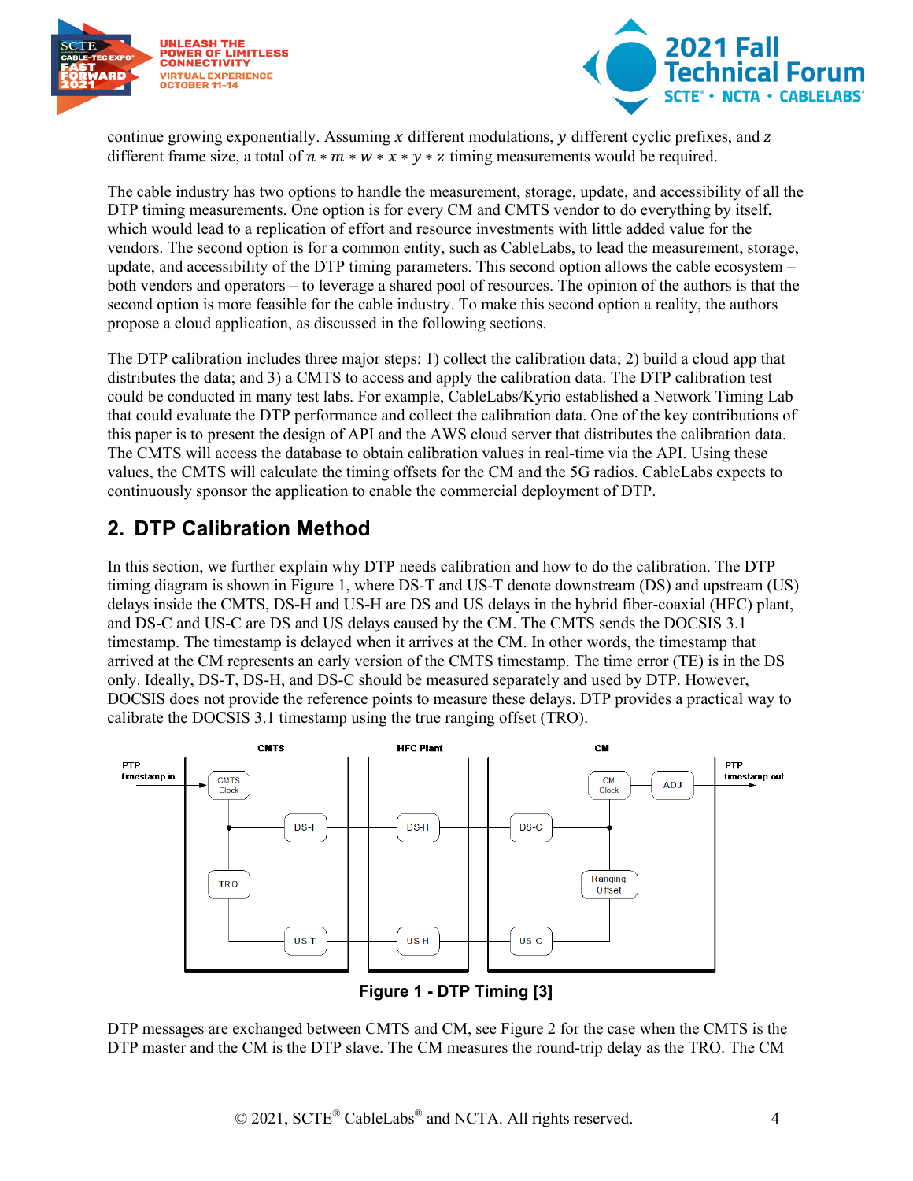continue growing exponentially. Assuming $x$ different modulations, $y$ different cyclic prefixes, and $z$ different frame size, a total of $n * m * w * x * y * z$ timing measurements would be required.

The cable industry has two options to handle the measurement, storage, update, and accessibility of all the DTP timing measurements. One option is for every CM and CMTS vendor to do everything by itself, which would lead to a replication of effort and resource investments with little added value for the vendors. The second option is for a common entity, such as CableLabs, to lead the measurement, storage, update, and accessibility of the DTP timing parameters. This second option allows the cable ecosystem – both vendors and operators – to leverage a shared pool of resources. The opinion of the authors is that the second option is more feasible for the cable industry. To make this second option a reality, the authors propose a cloud application, as discussed in the following sections.

The DTP calibration includes three major steps: 1) collect the calibration data; 2) build a cloud app that distributes the data; and 3) a CMTS to access and apply the calibration data. The DTP calibration test could be conducted in many test labs. For example, CableLabs/Kyrio established a Network Timing Lab that could evaluate the DTP performance and collect the calibration data. One of the key contributions of this paper is to present the design of API and the AWS cloud server that distributes the calibration data. The CMTS will access the database to obtain calibration values in real-time via the API. Using these values, the CMTS will calculate the timing offsets for the CM and the 5G radios. CableLabs expects to continuously sponsor the application to enable the commercial deployment of DTP.

## 2. DTP Calibration Method

In this section, we further explain why DTP needs calibration and how to do the calibration. The DTP timing diagram is shown in Figure 1, where DS-T and US-T denote downstream (DS) and upstream (US) delays inside the CMTS, DS-H and US-H are DS and US delays in the hybrid fiber-coaxial (HFC) plant, and DS-C and US-C are DS and US delays caused by the CM. The CMTS sends the DOCSIS 3.1 timestamp. The timestamp is delayed when it arrives at the CM. In other words, the timestamp that arrived at the CM represents an early version of the CMTS timestamp. The time error (TE) is in the DS only. Ideally, DS-T, DS-H, and DS-C should be measured separately and used by DTP. However, DOCSIS does not provide the reference points to measure these delays. DTP provides a practical way to calibrate the DOCSIS 3.1 timestamp using the true ranging offset (TRO).

**Figure 1 - DTP Timing [3]**

DTP messages are exchanged between CMTS and CM, see Figure 2 for the case when the CMTS is the DTP master and the CM is the DTP slave. The CM measures the round-trip delay as the TRO. The CM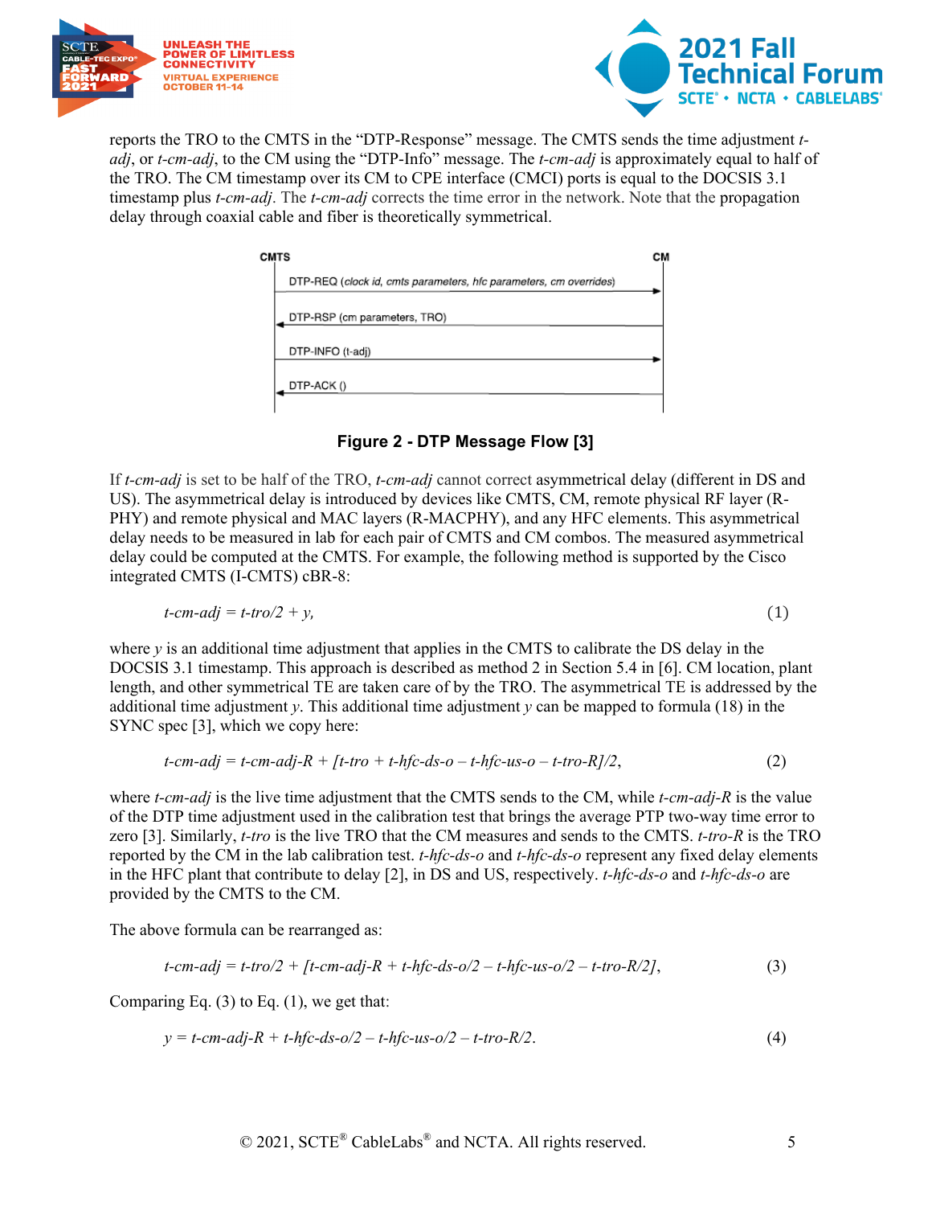reports the TRO to the CMTS in the "DTP-Response" message. The CMTS sends the time adjustment *t-adj*, or *t-cm-adj*, to the CM using the "DTP-Info" message. The *t-cm-adj* is approximately equal to half of the TRO. The CM timestamp over its CM to CPE interface (CMCI) ports is equal to the DOCSIS 3.1 timestamp plus *t-cm-adj*. The *t-cm-adj* corrects the time error in the network. Note that the propagation delay through coaxial cable and fiber is theoretically symmetrical.

CMTS → CM: DTP-REQ (*clock id, cmts parameters, hfc parameters, cm overrides*)

CM → CMTS: DTP-RSP (cm parameters, TRO)

CMTS → CM: DTP-INFO (t-adj)

CM → CMTS: DTP-ACK ()

**Figure 2 - DTP Message Flow [3]**

If *t-cm-adj* is set to be half of the TRO, *t-cm-adj* cannot correct asymmetrical delay (different in DS and US). The asymmetrical delay is introduced by devices like CMTS, CM, remote physical RF layer (R-PHY) and remote physical and MAC layers (R-MACPHY), and any HFC elements. This asymmetrical delay needs to be measured in lab for each pair of CMTS and CM combos. The measured asymmetrical delay could be computed at the CMTS. For example, the following method is supported by the Cisco integrated CMTS (I-CMTS) cBR-8:

$$t\text{-}cm\text{-}adj = t\text{-}tro/2 + y, \tag{1}$$

where $y$ is an additional time adjustment that applies in the CMTS to calibrate the DS delay in the DOCSIS 3.1 timestamp. This approach is described as method 2 in Section 5.4 in [6]. CM location, plant length, and other symmetrical TE are taken care of by the TRO. The asymmetrical TE is addressed by the additional time adjustment $y$. This additional time adjustment $y$ can be mapped to formula (18) in the SYNC spec [3], which we copy here:

$$t\text{-}cm\text{-}adj = t\text{-}cm\text{-}adj\text{-}R + [t\text{-}tro + t\text{-}hfc\text{-}ds\text{-}o - t\text{-}hfc\text{-}us\text{-}o - t\text{-}tro\text{-}R]/2, \tag{2}$$

where *t-cm-adj* is the live time adjustment that the CMTS sends to the CM, while *t-cm-adj-R* is the value of the DTP time adjustment used in the calibration test that brings the average PTP two-way time error to zero [3]. Similarly, *t-tro* is the live TRO that the CM measures and sends to the CMTS. *t-tro-R* is the TRO reported by the CM in the lab calibration test. *t-hfc-ds-o* and *t-hfc-ds-o* represent any fixed delay elements in the HFC plant that contribute to delay [2], in DS and US, respectively. *t-hfc-ds-o* and *t-hfc-ds-o* are provided by the CMTS to the CM.

The above formula can be rearranged as:

$$t\text{-}cm\text{-}adj = t\text{-}tro/2 + [t\text{-}cm\text{-}adj\text{-}R + t\text{-}hfc\text{-}ds\text{-}o/2 - t\text{-}hfc\text{-}us\text{-}o/2 - t\text{-}tro\text{-}R/2], \tag{3}$$

Comparing Eq. (3) to Eq. (1), we get that:

$$y = t\text{-}cm\text{-}adj\text{-}R + t\text{-}hfc\text{-}ds\text{-}o/2 - t\text{-}hfc\text{-}us\text{-}o/2 - t\text{-}tro\text{-}R/2. \tag{4}$$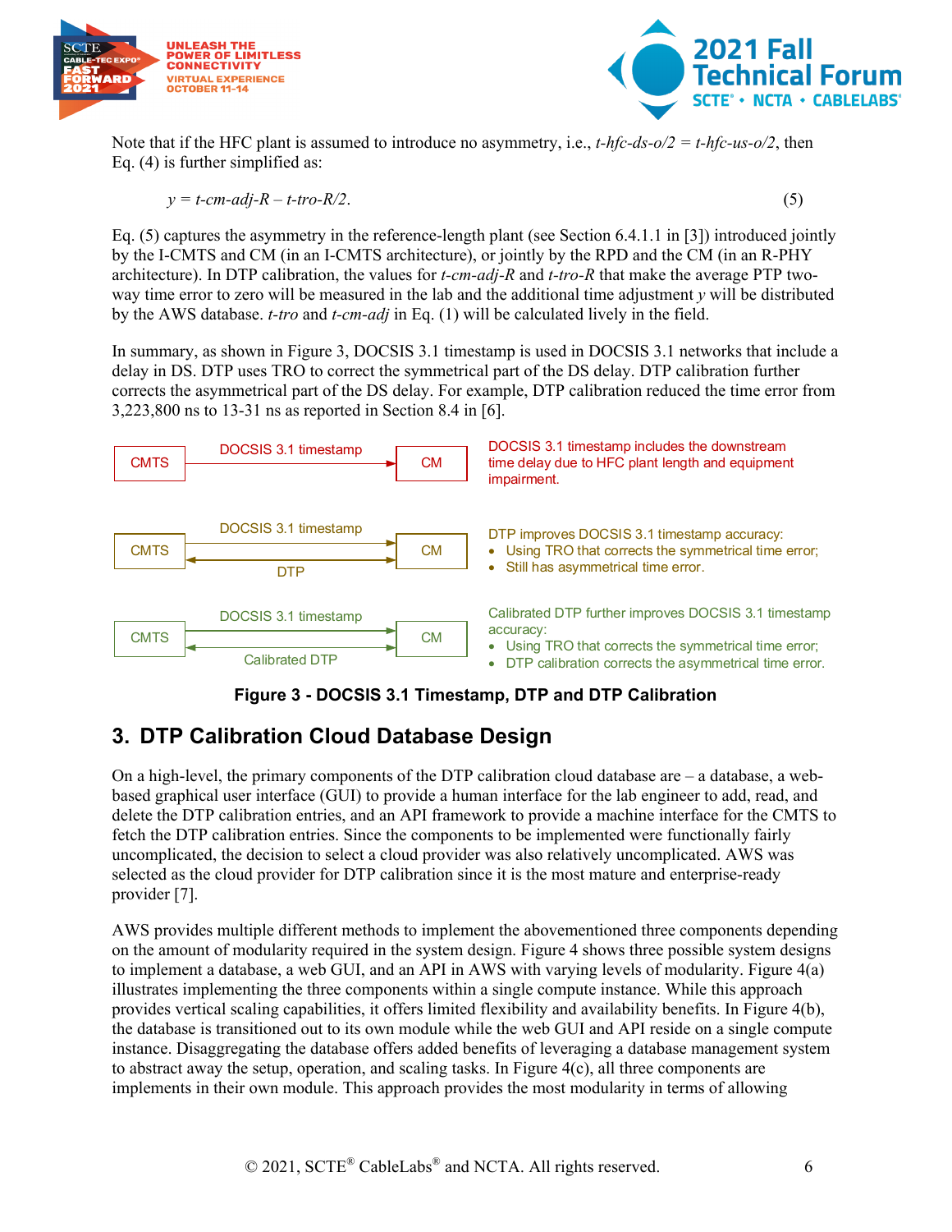Note that if the HFC plant is assumed to introduce no asymmetry, i.e., $t\text{-}hfc\text{-}ds\text{-}o/2 = t\text{-}hfc\text{-}us\text{-}o/2$, then Eq. (4) is further simplified as:

$$y = t\text{-}cm\text{-}adj\text{-}R - t\text{-}tro\text{-}R/2. \quad (5)$$

Eq. (5) captures the asymmetry in the reference-length plant (see Section 6.4.1.1 in [3]) introduced jointly by the I-CMTS and CM (in an I-CMTS architecture), or jointly by the RPD and the CM (in an R-PHY architecture). In DTP calibration, the values for *t-cm-adj-R* and *t-tro-R* that make the average PTP two-way time error to zero will be measured in the lab and the additional time adjustment *y* will be distributed by the AWS database. *t-tro* and *t-cm-adj* in Eq. (1) will be calculated lively in the field.

In summary, as shown in Figure 3, DOCSIS 3.1 timestamp is used in DOCSIS 3.1 networks that include a delay in DS. DTP uses TRO to correct the symmetrical part of the DS delay. DTP calibration further corrects the asymmetrical part of the DS delay. For example, DTP calibration reduced the time error from 3,223,800 ns to 13-31 ns as reported in Section 8.4 in [6].

CMTS — DOCSIS 3.1 timestamp → CM

DOCSIS 3.1 timestamp includes the downstream time delay due to HFC plant length and equipment impairment.

CMTS — DOCSIS 3.1 timestamp → CM; CMTS ↔ DTP ↔ CM

DTP improves DOCSIS 3.1 timestamp accuracy:
- Using TRO that corrects the symmetrical time error;
- Still has asymmetrical time error.

CMTS — DOCSIS 3.1 timestamp → CM; CMTS ↔ Calibrated DTP ↔ CM

Calibrated DTP further improves DOCSIS 3.1 timestamp accuracy:
- Using TRO that corrects the symmetrical time error;
- DTP calibration corrects the asymmetrical time error.

**Figure 3 - DOCSIS 3.1 Timestamp, DTP and DTP Calibration**

## 3. DTP Calibration Cloud Database Design

On a high-level, the primary components of the DTP calibration cloud database are – a database, a web-based graphical user interface (GUI) to provide a human interface for the lab engineer to add, read, and delete the DTP calibration entries, and an API framework to provide a machine interface for the CMTS to fetch the DTP calibration entries. Since the components to be implemented were functionally fairly uncomplicated, the decision to select a cloud provider was also relatively uncomplicated. AWS was selected as the cloud provider for DTP calibration since it is the most mature and enterprise-ready provider [7].

AWS provides multiple different methods to implement the abovementioned three components depending on the amount of modularity required in the system design. Figure 4 shows three possible system designs to implement a database, a web GUI, and an API in AWS with varying levels of modularity. Figure 4(a) illustrates implementing the three components within a single compute instance. While this approach provides vertical scaling capabilities, it offers limited flexibility and availability benefits. In Figure 4(b), the database is transitioned out to its own module while the web GUI and API reside on a single compute instance. Disaggregating the database offers added benefits of leveraging a database management system to abstract away the setup, operation, and scaling tasks. In Figure 4(c), all three components are implements in their own module. This approach provides the most modularity in terms of allowing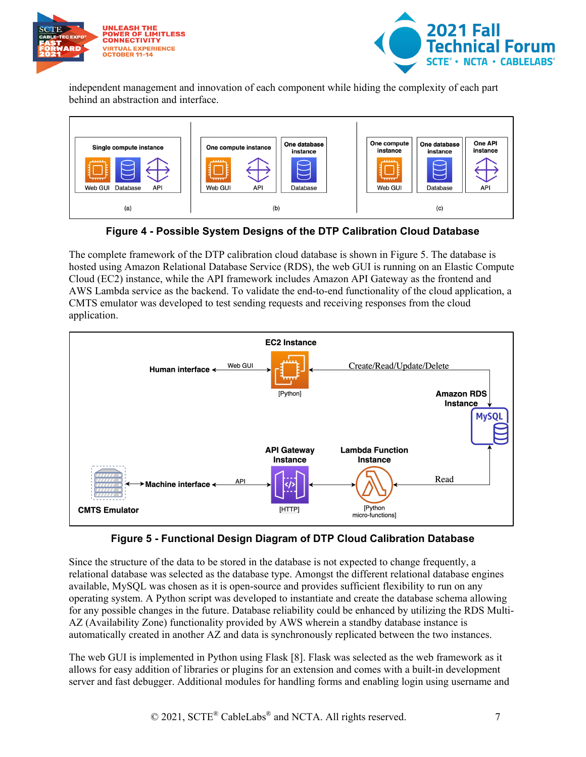independent management and innovation of each component while hiding the complexity of each part behind an abstraction and interface.

**Figure 4 - Possible System Designs of the DTP Calibration Cloud Database**

The complete framework of the DTP calibration cloud database is shown in Figure 5. The database is hosted using Amazon Relational Database Service (RDS), the web GUI is running on an Elastic Compute Cloud (EC2) instance, while the API framework includes Amazon API Gateway as the frontend and AWS Lambda service as the backend. To validate the end-to-end functionality of the cloud application, a CMTS emulator was developed to test sending requests and receiving responses from the cloud application.

**Figure 5 - Functional Design Diagram of DTP Cloud Calibration Database**

Since the structure of the data to be stored in the database is not expected to change frequently, a relational database was selected as the database type. Amongst the different relational database engines available, MySQL was chosen as it is open-source and provides sufficient flexibility to run on any operating system. A Python script was developed to instantiate and create the database schema allowing for any possible changes in the future. Database reliability could be enhanced by utilizing the RDS Multi-AZ (Availability Zone) functionality provided by AWS wherein a standby database instance is automatically created in another AZ and data is synchronously replicated between the two instances.

The web GUI is implemented in Python using Flask [8]. Flask was selected as the web framework as it allows for easy addition of libraries or plugins for an extension and comes with a built-in development server and fast debugger. Additional modules for handling forms and enabling login using username and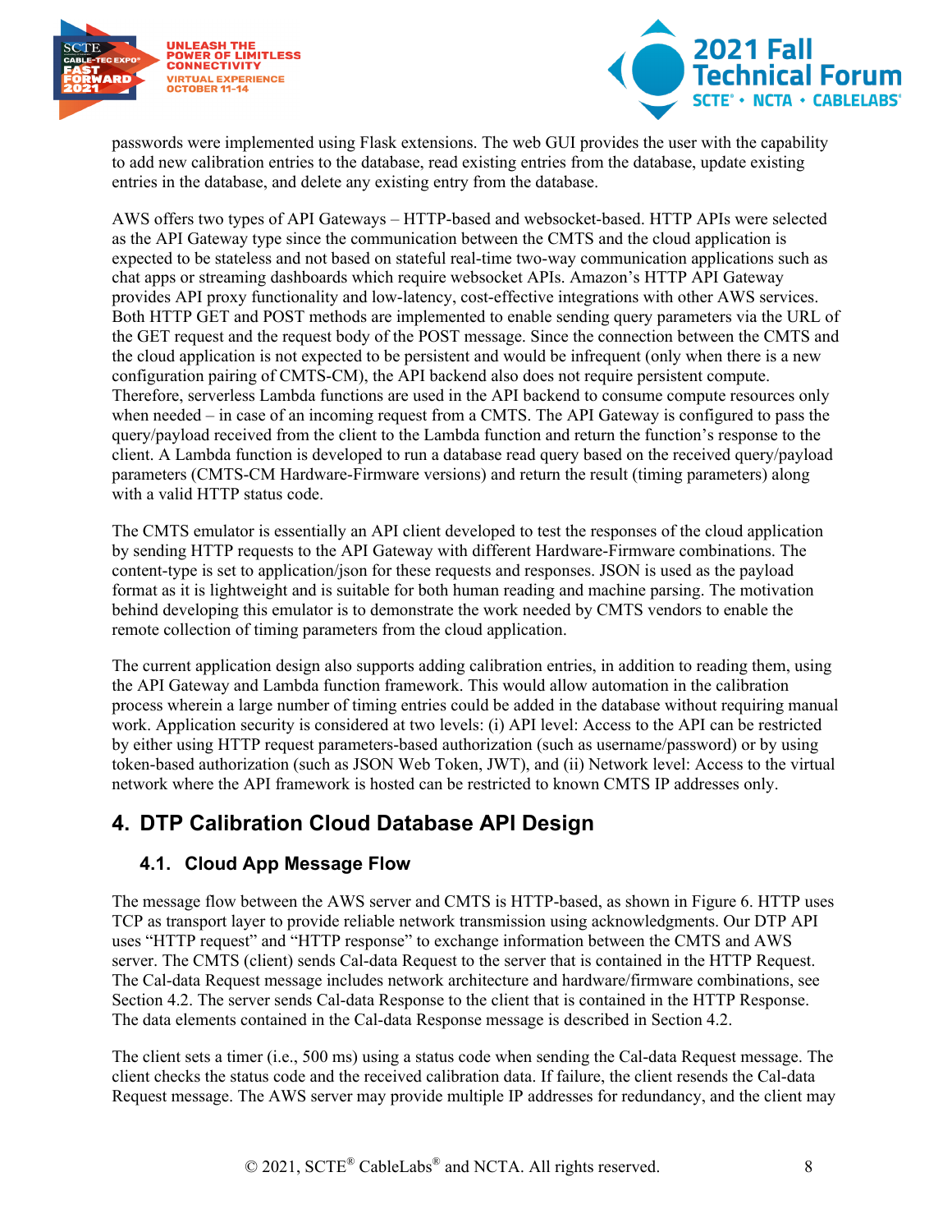passwords were implemented using Flask extensions. The web GUI provides the user with the capability to add new calibration entries to the database, read existing entries from the database, update existing entries in the database, and delete any existing entry from the database.

AWS offers two types of API Gateways – HTTP-based and websocket-based. HTTP APIs were selected as the API Gateway type since the communication between the CMTS and the cloud application is expected to be stateless and not based on stateful real-time two-way communication applications such as chat apps or streaming dashboards which require websocket APIs. Amazon's HTTP API Gateway provides API proxy functionality and low-latency, cost-effective integrations with other AWS services. Both HTTP GET and POST methods are implemented to enable sending query parameters via the URL of the GET request and the request body of the POST message. Since the connection between the CMTS and the cloud application is not expected to be persistent and would be infrequent (only when there is a new configuration pairing of CMTS-CM), the API backend also does not require persistent compute. Therefore, serverless Lambda functions are used in the API backend to consume compute resources only when needed – in case of an incoming request from a CMTS. The API Gateway is configured to pass the query/payload received from the client to the Lambda function and return the function's response to the client. A Lambda function is developed to run a database read query based on the received query/payload parameters (CMTS-CM Hardware-Firmware versions) and return the result (timing parameters) along with a valid HTTP status code.

The CMTS emulator is essentially an API client developed to test the responses of the cloud application by sending HTTP requests to the API Gateway with different Hardware-Firmware combinations. The content-type is set to application/json for these requests and responses. JSON is used as the payload format as it is lightweight and is suitable for both human reading and machine parsing. The motivation behind developing this emulator is to demonstrate the work needed by CMTS vendors to enable the remote collection of timing parameters from the cloud application.

The current application design also supports adding calibration entries, in addition to reading them, using the API Gateway and Lambda function framework. This would allow automation in the calibration process wherein a large number of timing entries could be added in the database without requiring manual work. Application security is considered at two levels: (i) API level: Access to the API can be restricted by either using HTTP request parameters-based authorization (such as username/password) or by using token-based authorization (such as JSON Web Token, JWT), and (ii) Network level: Access to the virtual network where the API framework is hosted can be restricted to known CMTS IP addresses only.

# 4. DTP Calibration Cloud Database API Design

## 4.1. Cloud App Message Flow

The message flow between the AWS server and CMTS is HTTP-based, as shown in Figure 6. HTTP uses TCP as transport layer to provide reliable network transmission using acknowledgments. Our DTP API uses "HTTP request" and "HTTP response" to exchange information between the CMTS and AWS server. The CMTS (client) sends Cal-data Request to the server that is contained in the HTTP Request. The Cal-data Request message includes network architecture and hardware/firmware combinations, see Section 4.2. The server sends Cal-data Response to the client that is contained in the HTTP Response. The data elements contained in the Cal-data Response message is described in Section 4.2.

The client sets a timer (i.e., 500 ms) using a status code when sending the Cal-data Request message. The client checks the status code and the received calibration data. If failure, the client resends the Cal-data Request message. The AWS server may provide multiple IP addresses for redundancy, and the client may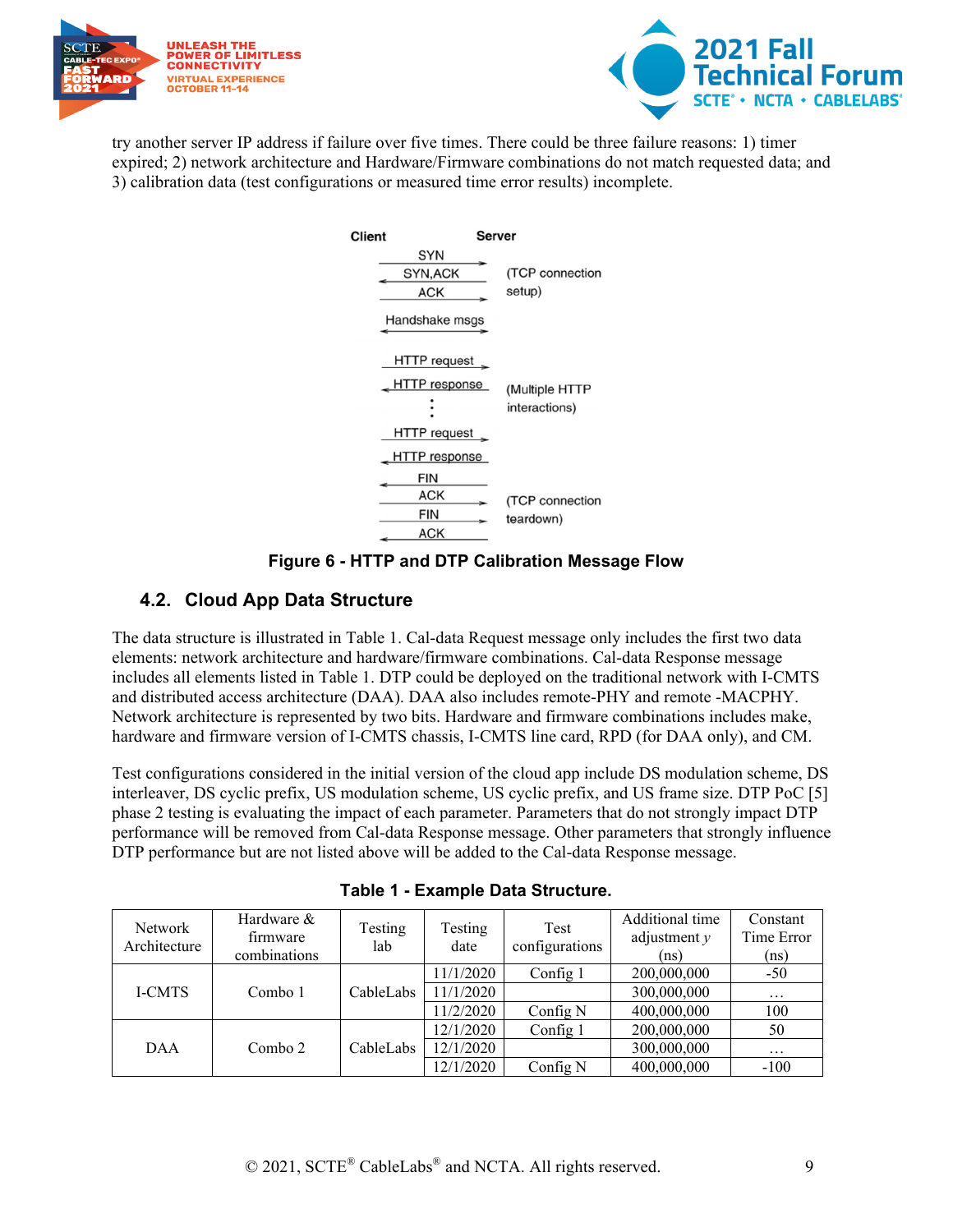try another server IP address if failure over five times. There could be three failure reasons: 1) timer expired; 2) network architecture and Hardware/Firmware combinations do not match requested data; and 3) calibration data (test configurations or measured time error results) incomplete.

| Client | | Server | |
|---|---|---|---|
| SYN | → | | (TCP connection setup) |
| SYN,ACK | ← | | |
| ACK | → | | |
| Handshake msgs | ↔ | | |
| HTTP request | → | | (Multiple HTTP interactions) |
| HTTP response | ← | | |
| ⋮ | | | |
| HTTP request | → | | |
| HTTP response | ← | | |
| FIN | ← | | (TCP connection teardown) |
| ACK | → | | |
| FIN | → | | |
| ACK | ← | | |

**Figure 6 - HTTP and DTP Calibration Message Flow**

## 4.2. Cloud App Data Structure

The data structure is illustrated in Table 1. Cal-data Request message only includes the first two data elements: network architecture and hardware/firmware combinations. Cal-data Response message includes all elements listed in Table 1. DTP could be deployed on the traditional network with I-CMTS and distributed access architecture (DAA). DAA also includes remote-PHY and remote -MACPHY. Network architecture is represented by two bits. Hardware and firmware combinations includes make, hardware and firmware version of I-CMTS chassis, I-CMTS line card, RPD (for DAA only), and CM.

Test configurations considered in the initial version of the cloud app include DS modulation scheme, DS interleaver, DS cyclic prefix, US modulation scheme, US cyclic prefix, and US frame size. DTP PoC [5] phase 2 testing is evaluating the impact of each parameter. Parameters that do not strongly impact DTP performance will be removed from Cal-data Response message. Other parameters that strongly influence DTP performance but are not listed above will be added to the Cal-data Response message.

**Table 1 - Example Data Structure.**

| Network Architecture | Hardware & firmware combinations | Testing lab | Testing date | Test configurations | Additional time adjustment $y$ (ns) | Constant Time Error (ns) |
|---|---|---|---|---|---|---|
| I-CMTS | Combo 1 | CableLabs | 11/1/2020 | Config 1 | 200,000,000 | -50 |
| | | | 11/1/2020 | | 300,000,000 | … |
| | | | 11/2/2020 | Config N | 400,000,000 | 100 |
| DAA | Combo 2 | CableLabs | 12/1/2020 | Config 1 | 200,000,000 | 50 |
| | | | 12/1/2020 | | 300,000,000 | … |
| | | | 12/1/2020 | Config N | 400,000,000 | -100 |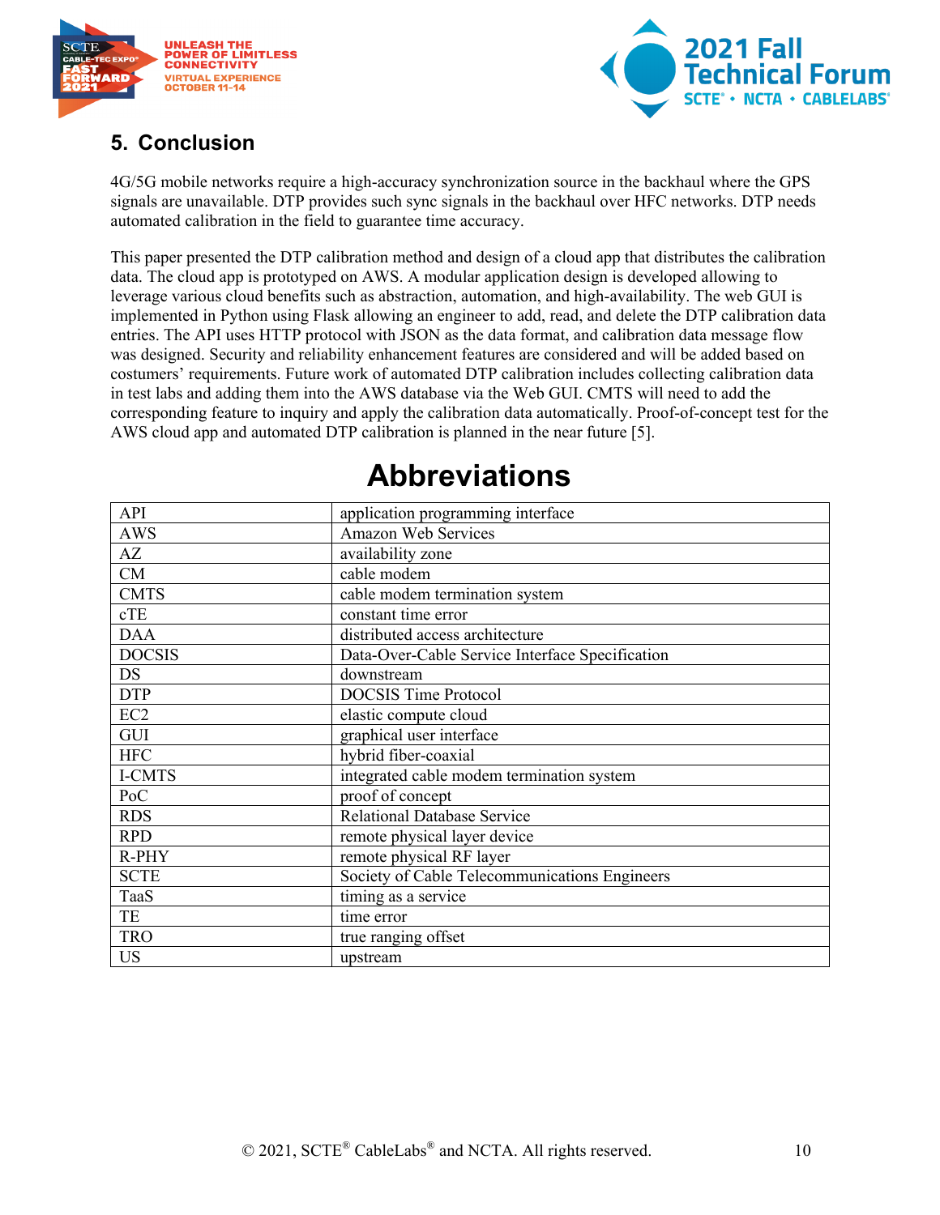## 5. Conclusion

4G/5G mobile networks require a high-accuracy synchronization source in the backhaul where the GPS signals are unavailable. DTP provides such sync signals in the backhaul over HFC networks. DTP needs automated calibration in the field to guarantee time accuracy.

This paper presented the DTP calibration method and design of a cloud app that distributes the calibration data. The cloud app is prototyped on AWS. A modular application design is developed allowing to leverage various cloud benefits such as abstraction, automation, and high-availability. The web GUI is implemented in Python using Flask allowing an engineer to add, read, and delete the DTP calibration data entries. The API uses HTTP protocol with JSON as the data format, and calibration data message flow was designed. Security and reliability enhancement features are considered and will be added based on costumers' requirements. Future work of automated DTP calibration includes collecting calibration data in test labs and adding them into the AWS database via the Web GUI. CMTS will need to add the corresponding feature to inquiry and apply the calibration data automatically. Proof-of-concept test for the AWS cloud app and automated DTP calibration is planned in the near future [5].

# Abbreviations

| | |
|---|---|
| API | application programming interface |
| AWS | Amazon Web Services |
| AZ | availability zone |
| CM | cable modem |
| CMTS | cable modem termination system |
| cTE | constant time error |
| DAA | distributed access architecture |
| DOCSIS | Data-Over-Cable Service Interface Specification |
| DS | downstream |
| DTP | DOCSIS Time Protocol |
| EC2 | elastic compute cloud |
| GUI | graphical user interface |
| HFC | hybrid fiber-coaxial |
| I-CMTS | integrated cable modem termination system |
| PoC | proof of concept |
| RDS | Relational Database Service |
| RPD | remote physical layer device |
| R-PHY | remote physical RF layer |
| SCTE | Society of Cable Telecommunications Engineers |
| TaaS | timing as a service |
| TE | time error |
| TRO | true ranging offset |
| US | upstream |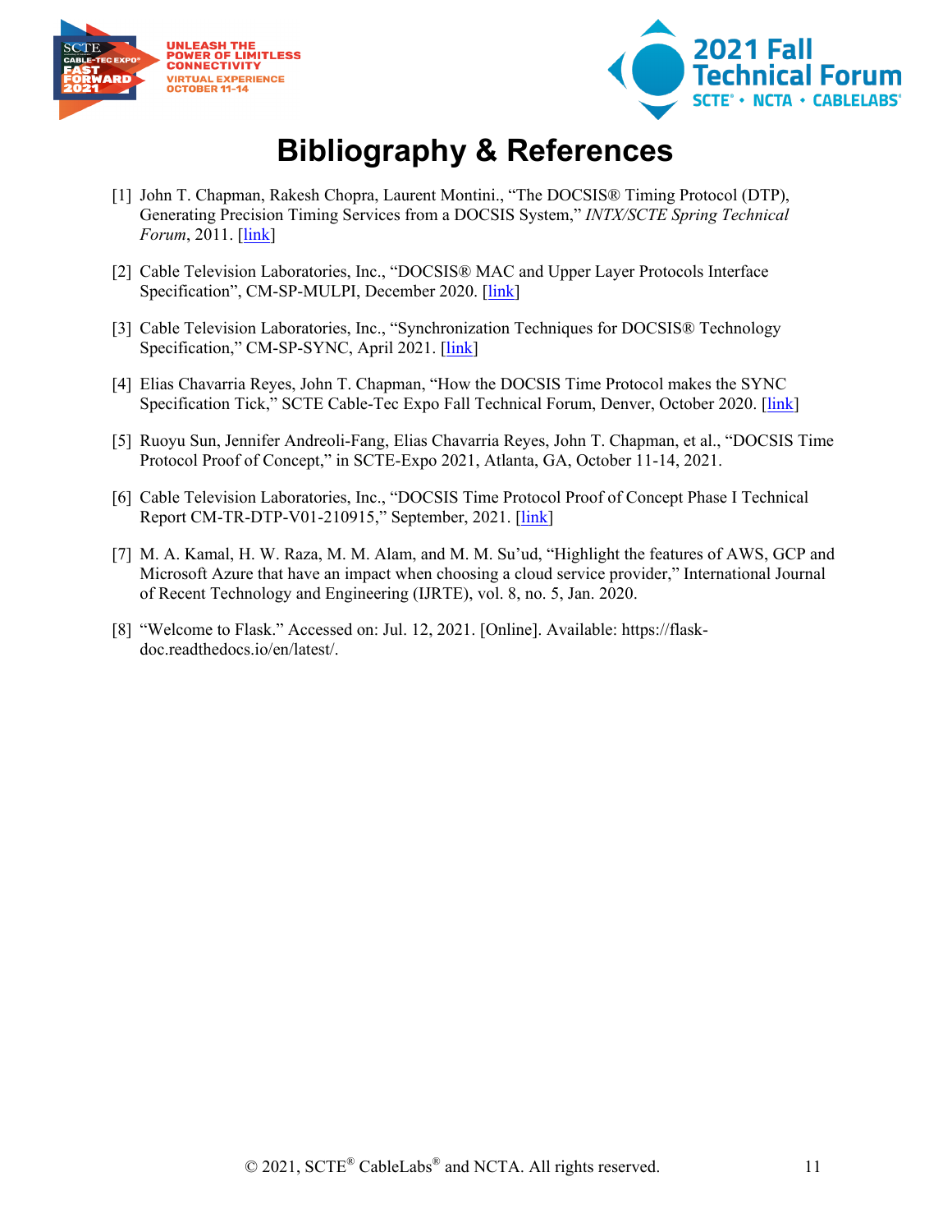# Bibliography & References

[1] John T. Chapman, Rakesh Chopra, Laurent Montini., "The DOCSIS® Timing Protocol (DTP), Generating Precision Timing Services from a DOCSIS System," *INTX/SCTE Spring Technical Forum*, 2011. [link]

[2] Cable Television Laboratories, Inc., "DOCSIS® MAC and Upper Layer Protocols Interface Specification", CM-SP-MULPI, December 2020. [link]

[3] Cable Television Laboratories, Inc., "Synchronization Techniques for DOCSIS® Technology Specification," CM-SP-SYNC, April 2021. [link]

[4] Elias Chavarria Reyes, John T. Chapman, "How the DOCSIS Time Protocol makes the SYNC Specification Tick," SCTE Cable-Tec Expo Fall Technical Forum, Denver, October 2020. [link]

[5] Ruoyu Sun, Jennifer Andreoli-Fang, Elias Chavarria Reyes, John T. Chapman, et al., "DOCSIS Time Protocol Proof of Concept," in SCTE-Expo 2021, Atlanta, GA, October 11-14, 2021.

[6] Cable Television Laboratories, Inc., "DOCSIS Time Protocol Proof of Concept Phase I Technical Report CM-TR-DTP-V01-210915," September, 2021. [link]

[7] M. A. Kamal, H. W. Raza, M. M. Alam, and M. M. Su'ud, "Highlight the features of AWS, GCP and Microsoft Azure that have an impact when choosing a cloud service provider," International Journal of Recent Technology and Engineering (IJRTE), vol. 8, no. 5, Jan. 2020.

[8] "Welcome to Flask." Accessed on: Jul. 12, 2021. [Online]. Available: https://flask-doc.readthedocs.io/en/latest/.